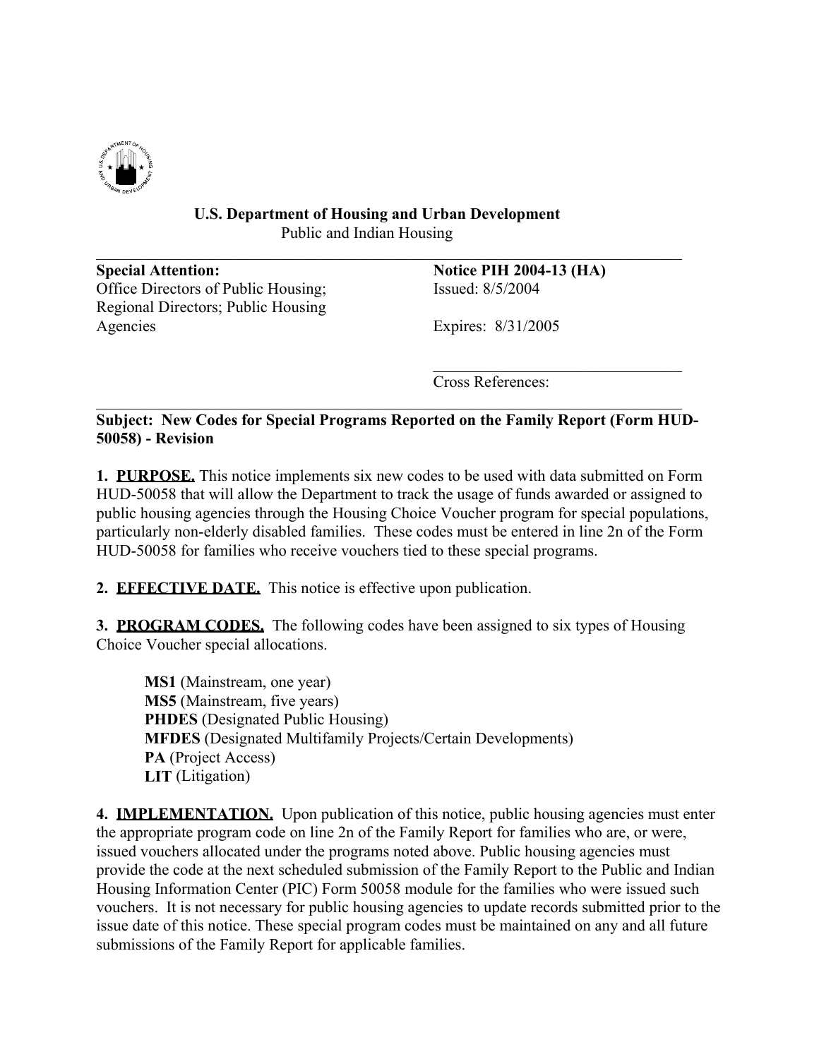**U.S. Department of Housing and Urban Development**
Public and Indian Housing

---

| **Special Attention:** | **Notice PIH 2004-13 (HA)** |
| --- | --- |
| Office Directors of Public Housing; Regional Directors; Public Housing Agencies | Issued: 8/5/2004 |
| | Expires: 8/31/2005 |
| | Cross References: |

---

**Subject: New Codes for Special Programs Reported on the Family Report (Form HUD-50058) - Revision**

**1. PURPOSE.** This notice implements six new codes to be used with data submitted on Form HUD-50058 that will allow the Department to track the usage of funds awarded or assigned to public housing agencies through the Housing Choice Voucher program for special populations, particularly non-elderly disabled families. These codes must be entered in line 2n of the Form HUD-50058 for families who receive vouchers tied to these special programs.

**2. EFFECTIVE DATE.** This notice is effective upon publication.

**3. PROGRAM CODES.** The following codes have been assigned to six types of Housing Choice Voucher special allocations.

**MS1** (Mainstream, one year)
**MS5** (Mainstream, five years)
**PHDES** (Designated Public Housing)
**MFDES** (Designated Multifamily Projects/Certain Developments)
**PA** (Project Access)
**LIT** (Litigation)

**4. IMPLEMENTATION.** Upon publication of this notice, public housing agencies must enter the appropriate program code on line 2n of the Family Report for families who are, or were, issued vouchers allocated under the programs noted above. Public housing agencies must provide the code at the next scheduled submission of the Family Report to the Public and Indian Housing Information Center (PIC) Form 50058 module for the families who were issued such vouchers. It is not necessary for public housing agencies to update records submitted prior to the issue date of this notice. These special program codes must be maintained on any and all future submissions of the Family Report for applicable families.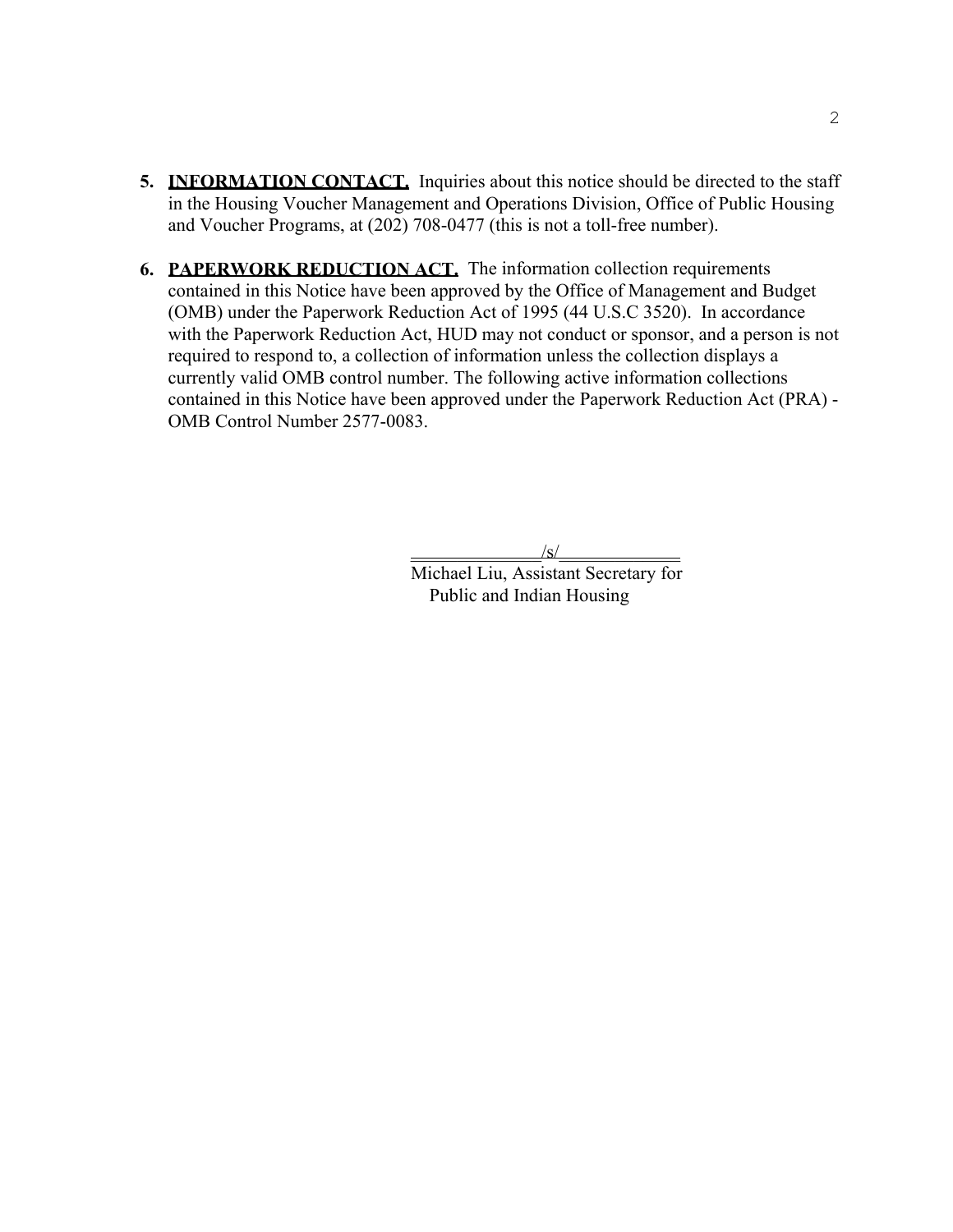5. **INFORMATION CONTACT.** Inquiries about this notice should be directed to the staff in the Housing Voucher Management and Operations Division, Office of Public Housing and Voucher Programs, at (202) 708-0477 (this is not a toll-free number).

6. **PAPERWORK REDUCTION ACT.** The information collection requirements contained in this Notice have been approved by the Office of Management and Budget (OMB) under the Paperwork Reduction Act of 1995 (44 U.S.C 3520). In accordance with the Paperwork Reduction Act, HUD may not conduct or sponsor, and a person is not required to respond to, a collection of information unless the collection displays a currently valid OMB control number. The following active information collections contained in this Notice have been approved under the Paperwork Reduction Act (PRA) - OMB Control Number 2577-0083.

/s/

Michael Liu, Assistant Secretary for Public and Indian Housing